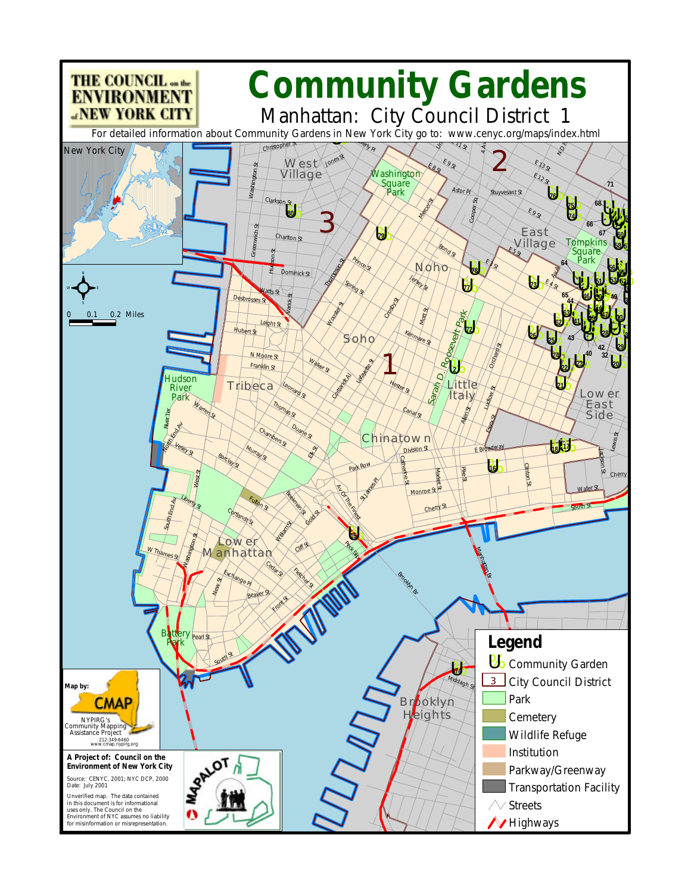THE COUNCIL on the ENVIRONMENT of NEW YORK CITY

# Community Gardens

## Manhattan: City Council District 1

For detailed information about Community Gardens in New York City go to: www.cenyc.org/maps/index.html

## Legend

- Community Garden
- City Council District
- Park
- Cemetery
- Wildlife Refuge
- Institution
- Parkway/Greenway
- Transportation Facility
- Streets
- Highways

Map by: CMAP
NYPIRG's Community Mapping Assistance Project
212-349-6460
www.cmap.nypirg.org

**A Project of: Council on the Environment of New York City**

Source: CENYC, 2001; NYC DCP, 2000
Date: July 2001

Unverified map. The data contained in this document is for informational uses only. The Council on the Environment of NYC assumes no liability for misinformation or misrepresentation.

MAPALOT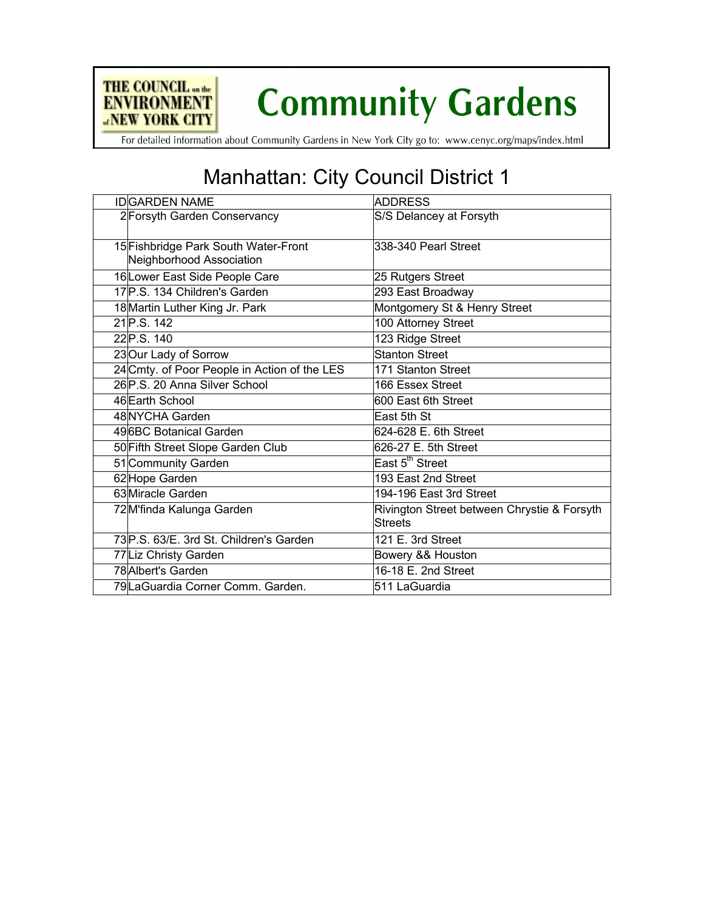THE COUNCIL on the ENVIRONMENT of NEW YORK CITY

# Community Gardens

For detailed information about Community Gardens in New York City go to: www.cenyc.org/maps/index.html

## Manhattan: City Council District 1

| ID | GARDEN NAME | ADDRESS |
|---|---|---|
| 2 | Forsyth Garden Conservancy | S/S Delancey at Forsyth |
| 15 | Fishbridge Park South Water-Front Neighborhood Association | 338-340 Pearl Street |
| 16 | Lower East Side People Care | 25 Rutgers Street |
| 17 | P.S. 134 Children's Garden | 293 East Broadway |
| 18 | Martin Luther King Jr. Park | Montgomery St & Henry Street |
| 21 | P.S. 142 | 100 Attorney Street |
| 22 | P.S. 140 | 123 Ridge Street |
| 23 | Our Lady of Sorrow | Stanton Street |
| 24 | Cmty. of Poor People in Action of the LES | 171 Stanton Street |
| 26 | P.S. 20 Anna Silver School | 166 Essex Street |
| 46 | Earth School | 600 East 6th Street |
| 48 | NYCHA Garden | East 5th St |
| 49 | 6BC Botanical Garden | 624-628 E. 6th Street |
| 50 | Fifth Street Slope Garden Club | 626-27 E. 5th Street |
| 51 | Community Garden | East 5th Street |
| 62 | Hope Garden | 193 East 2nd Street |
| 63 | Miracle Garden | 194-196 East 3rd Street |
| 72 | M'finda Kalunga Garden | Rivington Street between Chrystie & Forsyth Streets |
| 73 | P.S. 63/E. 3rd St. Children's Garden | 121 E. 3rd Street |
| 77 | Liz Christy Garden | Bowery && Houston |
| 78 | Albert's Garden | 16-18 E. 2nd Street |
| 79 | LaGuardia Corner Comm. Garden. | 511 LaGuardia |